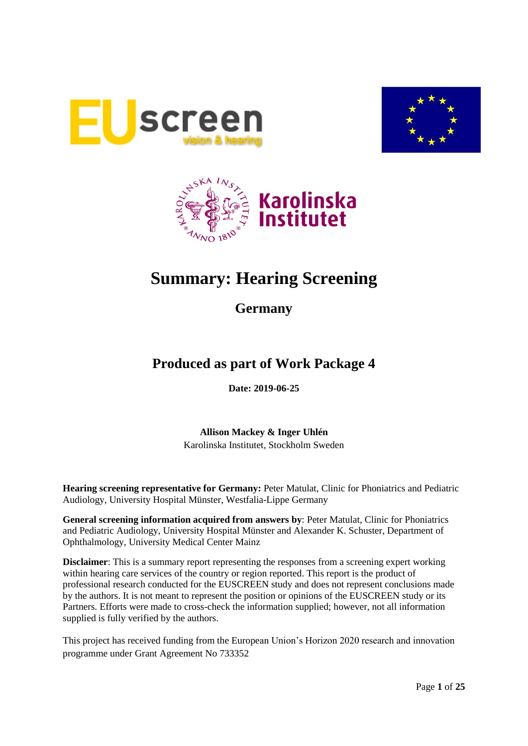# Summary: Hearing Screening

## Germany

## Produced as part of Work Package 4

**Date: 2019-06-25**

**Allison Mackey & Inger Uhlén**
Karolinska Institutet, Stockholm Sweden

**Hearing screening representative for Germany:** Peter Matulat, Clinic for Phoniatrics and Pediatric Audiology, University Hospital Münster, Westfalia-Lippe Germany

**General screening information acquired from answers by**: Peter Matulat, Clinic for Phoniatrics and Pediatric Audiology, University Hospital Münster and Alexander K. Schuster, Department of Ophthalmology, University Medical Center Mainz

**Disclaimer**: This is a summary report representing the responses from a screening expert working within hearing care services of the country or region reported. This report is the product of professional research conducted for the EUSCREEN study and does not represent conclusions made by the authors. It is not meant to represent the position or opinions of the EUSCREEN study or its Partners. Efforts were made to cross-check the information supplied; however, not all information supplied is fully verified by the authors.

This project has received funding from the European Union's Horizon 2020 research and innovation programme under Grant Agreement No 733352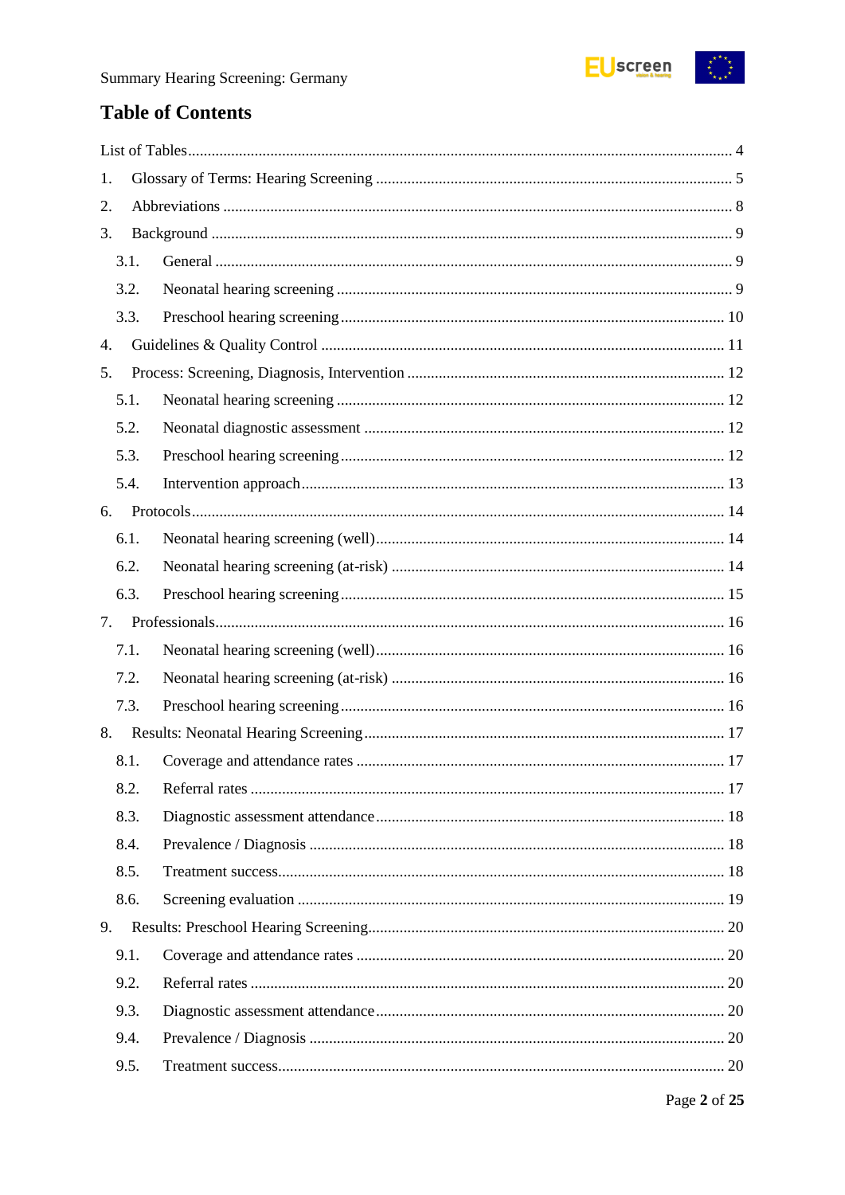# Table of Contents

List of Tables ........ 4

1. Glossary of Terms: Hearing Screening ........ 5
2. Abbreviations ........ 8
3. Background ........ 9
   - 3.1. General ........ 9
   - 3.2. Neonatal hearing screening ........ 9
   - 3.3. Preschool hearing screening ........ 10
4. Guidelines & Quality Control ........ 11
5. Process: Screening, Diagnosis, Intervention ........ 12
   - 5.1. Neonatal hearing screening ........ 12
   - 5.2. Neonatal diagnostic assessment ........ 12
   - 5.3. Preschool hearing screening ........ 12
   - 5.4. Intervention approach ........ 13
6. Protocols ........ 14
   - 6.1. Neonatal hearing screening (well) ........ 14
   - 6.2. Neonatal hearing screening (at-risk) ........ 14
   - 6.3. Preschool hearing screening ........ 15
7. Professionals ........ 16
   - 7.1. Neonatal hearing screening (well) ........ 16
   - 7.2. Neonatal hearing screening (at-risk) ........ 16
   - 7.3. Preschool hearing screening ........ 16
8. Results: Neonatal Hearing Screening ........ 17
   - 8.1. Coverage and attendance rates ........ 17
   - 8.2. Referral rates ........ 17
   - 8.3. Diagnostic assessment attendance ........ 18
   - 8.4. Prevalence / Diagnosis ........ 18
   - 8.5. Treatment success ........ 18
   - 8.6. Screening evaluation ........ 19
9. Results: Preschool Hearing Screening ........ 20
   - 9.1. Coverage and attendance rates ........ 20
   - 9.2. Referral rates ........ 20
   - 9.3. Diagnostic assessment attendance ........ 20
   - 9.4. Prevalence / Diagnosis ........ 20
   - 9.5. Treatment success ........ 20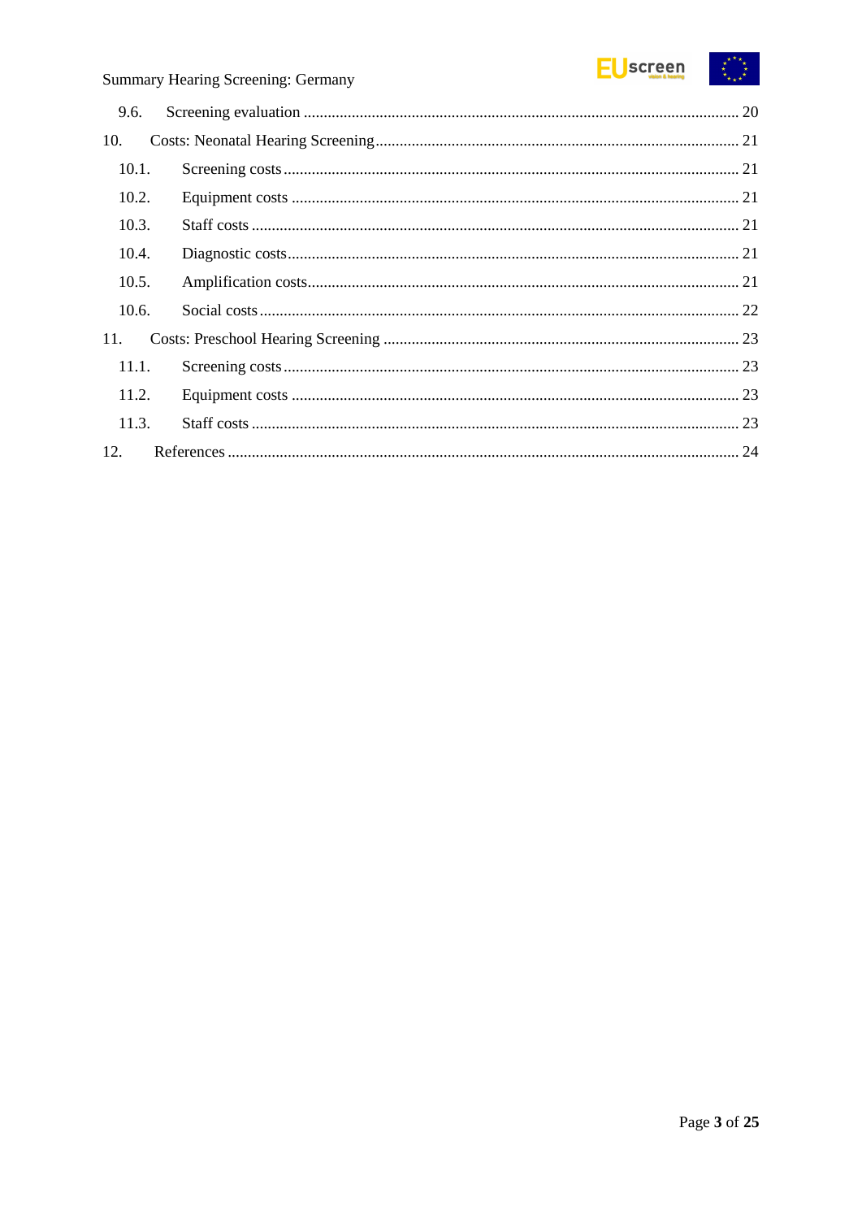9.6. Screening evaluation ........................................................................................................ 20

10. Costs: Neonatal Hearing Screening ...................................................................................... 21

10.1. Screening costs ............................................................................................................ 21

10.2. Equipment costs ........................................................................................................... 21

10.3. Staff costs .................................................................................................................... 21

10.4. Diagnostic costs ............................................................................................................ 21

10.5. Amplification costs ........................................................................................................ 21

10.6. Social costs .................................................................................................................. 22

11. Costs: Preschool Hearing Screening ..................................................................................... 23

11.1. Screening costs ............................................................................................................ 23

11.2. Equipment costs ........................................................................................................... 23

11.3. Staff costs .................................................................................................................... 23

12. References ............................................................................................................................ 24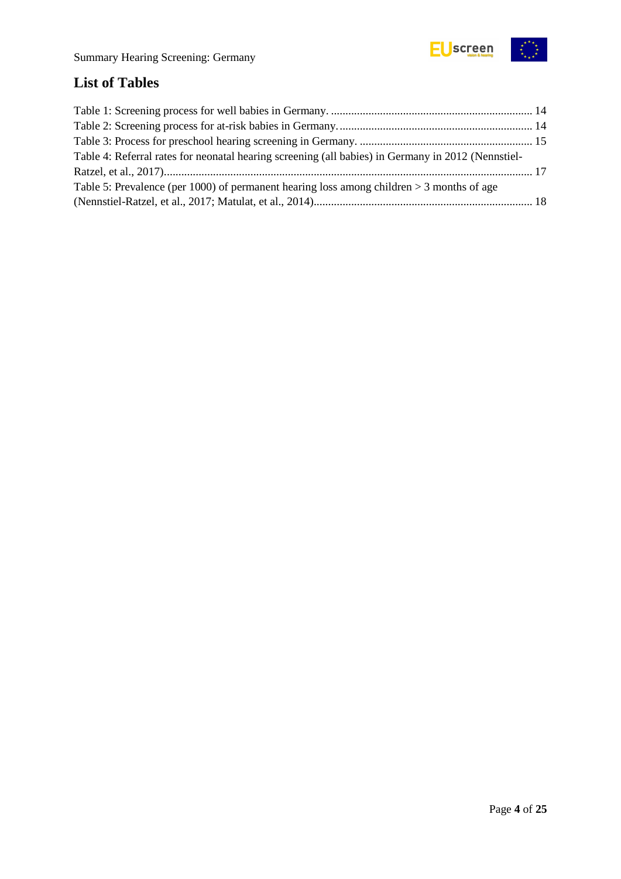## List of Tables

Table 1: Screening process for well babies in Germany. ..... 14

Table 2: Screening process for at-risk babies in Germany. ..... 14

Table 3: Process for preschool hearing screening in Germany. ..... 15

Table 4: Referral rates for neonatal hearing screening (all babies) in Germany in 2012 (Nennstiel-Ratzel, et al., 2017) ..... 17

Table 5: Prevalence (per 1000) of permanent hearing loss among children > 3 months of age (Nennstiel-Ratzel, et al., 2017; Matulat, et al., 2014) ..... 18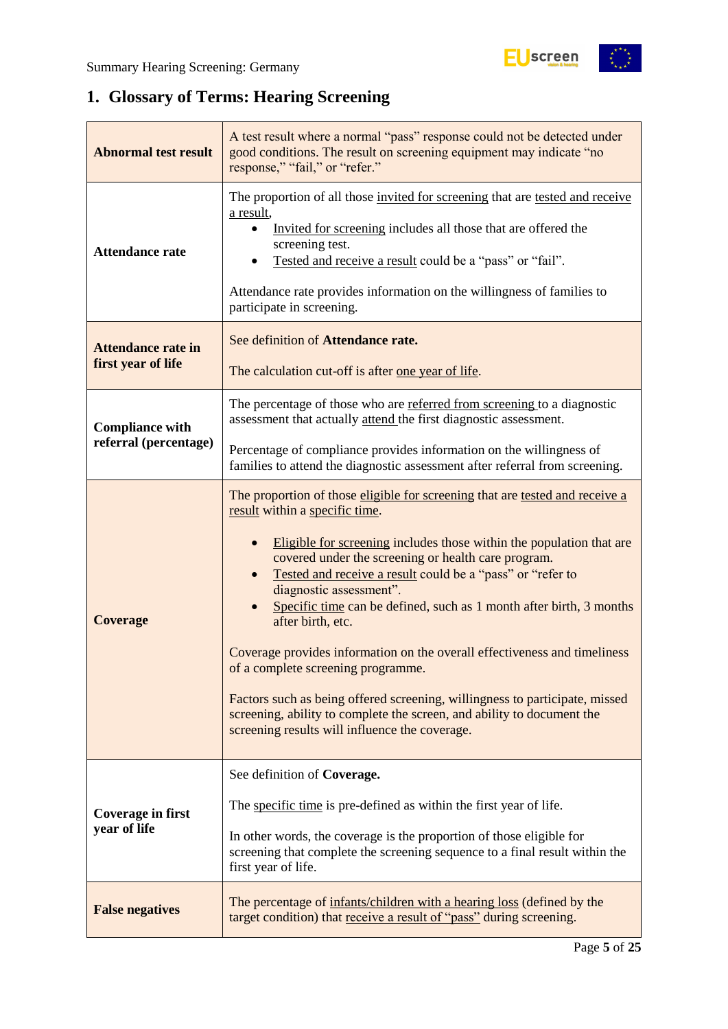## 1. Glossary of Terms: Hearing Screening

| Term | Definition |
|---|---|
| **Abnormal test result** | A test result where a normal "pass" response could not be detected under good conditions. The result on screening equipment may indicate "no response," "fail," or "refer." |
| **Attendance rate** | The proportion of all those invited for screening that are tested and receive a result,<br>• Invited for screening includes all those that are offered the screening test.<br>• Tested and receive a result could be a "pass" or "fail".<br><br>Attendance rate provides information on the willingness of families to participate in screening. |
| **Attendance rate in first year of life** | See definition of **Attendance rate.**<br><br>The calculation cut-off is after one year of life. |
| **Compliance with referral (percentage)** | The percentage of those who are referred from screening to a diagnostic assessment that actually attend the first diagnostic assessment.<br><br>Percentage of compliance provides information on the willingness of families to attend the diagnostic assessment after referral from screening. |
| **Coverage** | The proportion of those eligible for screening that are tested and receive a result within a specific time.<br><br>• Eligible for screening includes those within the population that are covered under the screening or health care program.<br>• Tested and receive a result could be a "pass" or "refer to diagnostic assessment".<br>• Specific time can be defined, such as 1 month after birth, 3 months after birth, etc.<br><br>Coverage provides information on the overall effectiveness and timeliness of a complete screening programme.<br><br>Factors such as being offered screening, willingness to participate, missed screening, ability to complete the screen, and ability to document the screening results will influence the coverage. |
| **Coverage in first year of life** | See definition of **Coverage.**<br><br>The specific time is pre-defined as within the first year of life.<br><br>In other words, the coverage is the proportion of those eligible for screening that complete the screening sequence to a final result within the first year of life. |
| **False negatives** | The percentage of infants/children with a hearing loss (defined by the target condition) that receive a result of "pass" during screening. |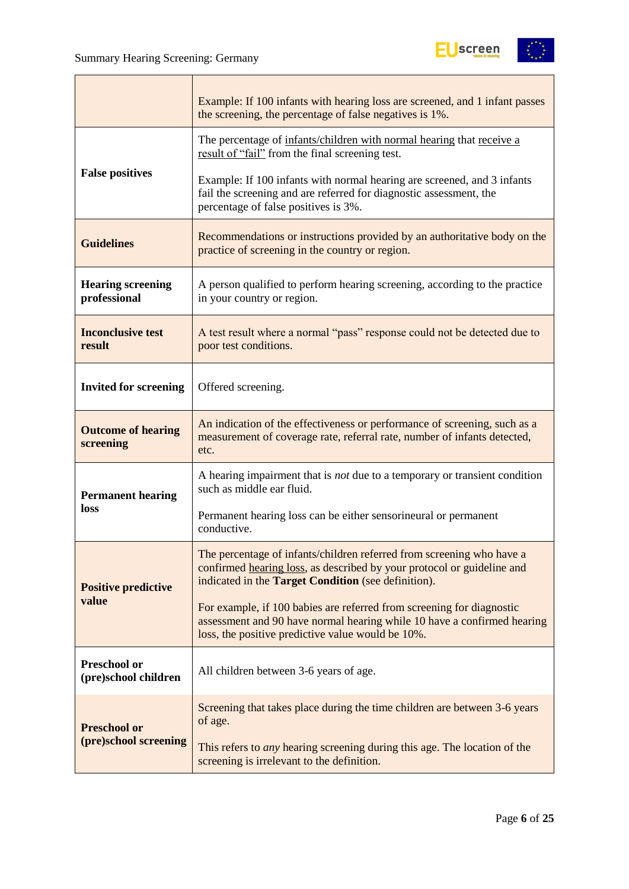| | |
|---|---|
| | Example: If 100 infants with hearing loss are screened, and 1 infant passes the screening, the percentage of false negatives is 1%. |
| **False positives** | The percentage of <u>infants/children with normal hearing</u> that <u>receive a result of "fail"</u> from the final screening test.<br><br>Example: If 100 infants with normal hearing are screened, and 3 infants fail the screening and are referred for diagnostic assessment, the percentage of false positives is 3%. |
| **Guidelines** | Recommendations or instructions provided by an authoritative body on the practice of screening in the country or region. |
| **Hearing screening professional** | A person qualified to perform hearing screening, according to the practice in your country or region. |
| **Inconclusive test result** | A test result where a normal "pass" response could not be detected due to poor test conditions. |
| **Invited for screening** | Offered screening. |
| **Outcome of hearing screening** | An indication of the effectiveness or performance of screening, such as a measurement of coverage rate, referral rate, number of infants detected, etc. |
| **Permanent hearing loss** | A hearing impairment that is *not* due to a temporary or transient condition such as middle ear fluid.<br><br>Permanent hearing loss can be either sensorineural or permanent conductive. |
| **Positive predictive value** | The percentage of infants/children referred from screening who have a confirmed <u>hearing loss</u>, as described by your protocol or guideline and indicated in the **Target Condition** (see definition).<br><br>For example, if 100 babies are referred from screening for diagnostic assessment and 90 have normal hearing while 10 have a confirmed hearing loss, the positive predictive value would be 10%. |
| **Preschool or (pre)school children** | All children between 3-6 years of age. |
| **Preschool or (pre)school screening** | Screening that takes place during the time children are between 3-6 years of age.<br><br>This refers to *any* hearing screening during this age. The location of the screening is irrelevant to the definition. |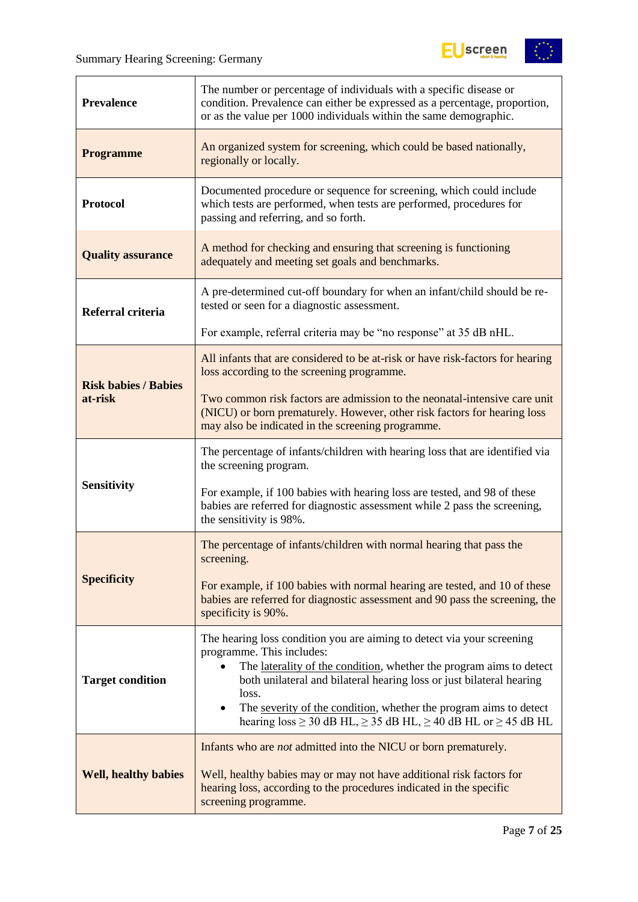| | |
|---|---|
| **Prevalence** | The number or percentage of individuals with a specific disease or condition. Prevalence can either be expressed as a percentage, proportion, or as the value per 1000 individuals within the same demographic. |
| **Programme** | An organized system for screening, which could be based nationally, regionally or locally. |
| **Protocol** | Documented procedure or sequence for screening, which could include which tests are performed, when tests are performed, procedures for passing and referring, and so forth. |
| **Quality assurance** | A method for checking and ensuring that screening is functioning adequately and meeting set goals and benchmarks. |
| **Referral criteria** | A pre-determined cut-off boundary for when an infant/child should be re-tested or seen for a diagnostic assessment.<br><br>For example, referral criteria may be "no response" at 35 dB nHL. |
| **Risk babies / Babies at-risk** | All infants that are considered to be at-risk or have risk-factors for hearing loss according to the screening programme.<br><br>Two common risk factors are admission to the neonatal-intensive care unit (NICU) or born prematurely. However, other risk factors for hearing loss may also be indicated in the screening programme. |
| **Sensitivity** | The percentage of infants/children with hearing loss that are identified via the screening program.<br><br>For example, if 100 babies with hearing loss are tested, and 98 of these babies are referred for diagnostic assessment while 2 pass the screening, the sensitivity is 98%. |
| **Specificity** | The percentage of infants/children with normal hearing that pass the screening.<br><br>For example, if 100 babies with normal hearing are tested, and 10 of these babies are referred for diagnostic assessment and 90 pass the screening, the specificity is 90%. |
| **Target condition** | The hearing loss condition you are aiming to detect via your screening programme. This includes:<br>• The laterality of the condition, whether the program aims to detect both unilateral and bilateral hearing loss or just bilateral hearing loss.<br>• The severity of the condition, whether the program aims to detect hearing loss ≥ 30 dB HL, ≥ 35 dB HL, ≥ 40 dB HL or ≥ 45 dB HL |
| **Well, healthy babies** | Infants who are *not* admitted into the NICU or born prematurely.<br><br>Well, healthy babies may or may not have additional risk factors for hearing loss, according to the procedures indicated in the specific screening programme. |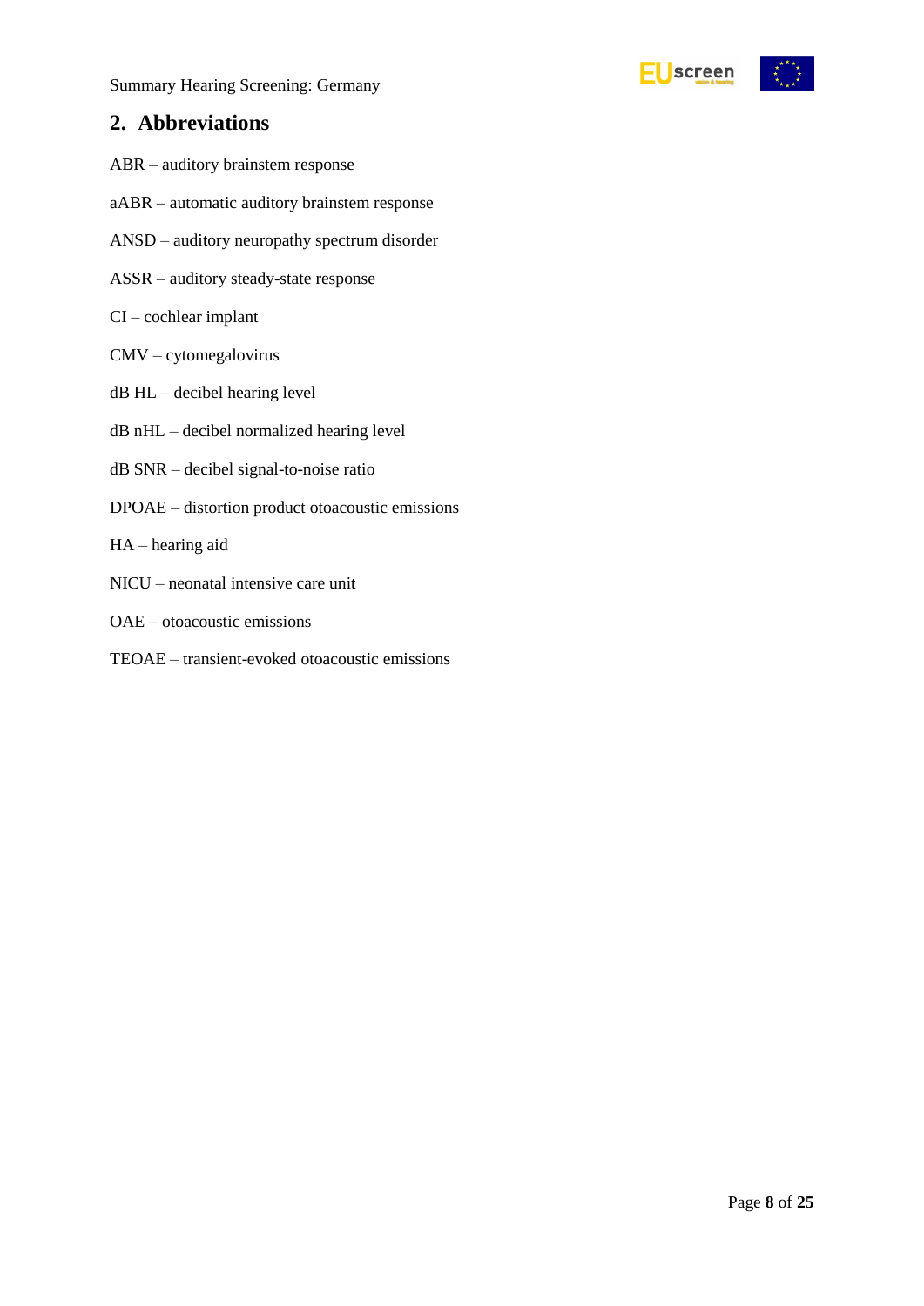## 2. Abbreviations

ABR – auditory brainstem response

aABR – automatic auditory brainstem response

ANSD – auditory neuropathy spectrum disorder

ASSR – auditory steady-state response

CI – cochlear implant

CMV – cytomegalovirus

dB HL – decibel hearing level

dB nHL – decibel normalized hearing level

dB SNR – decibel signal-to-noise ratio

DPOAE – distortion product otoacoustic emissions

HA – hearing aid

NICU – neonatal intensive care unit

OAE – otoacoustic emissions

TEOAE – transient-evoked otoacoustic emissions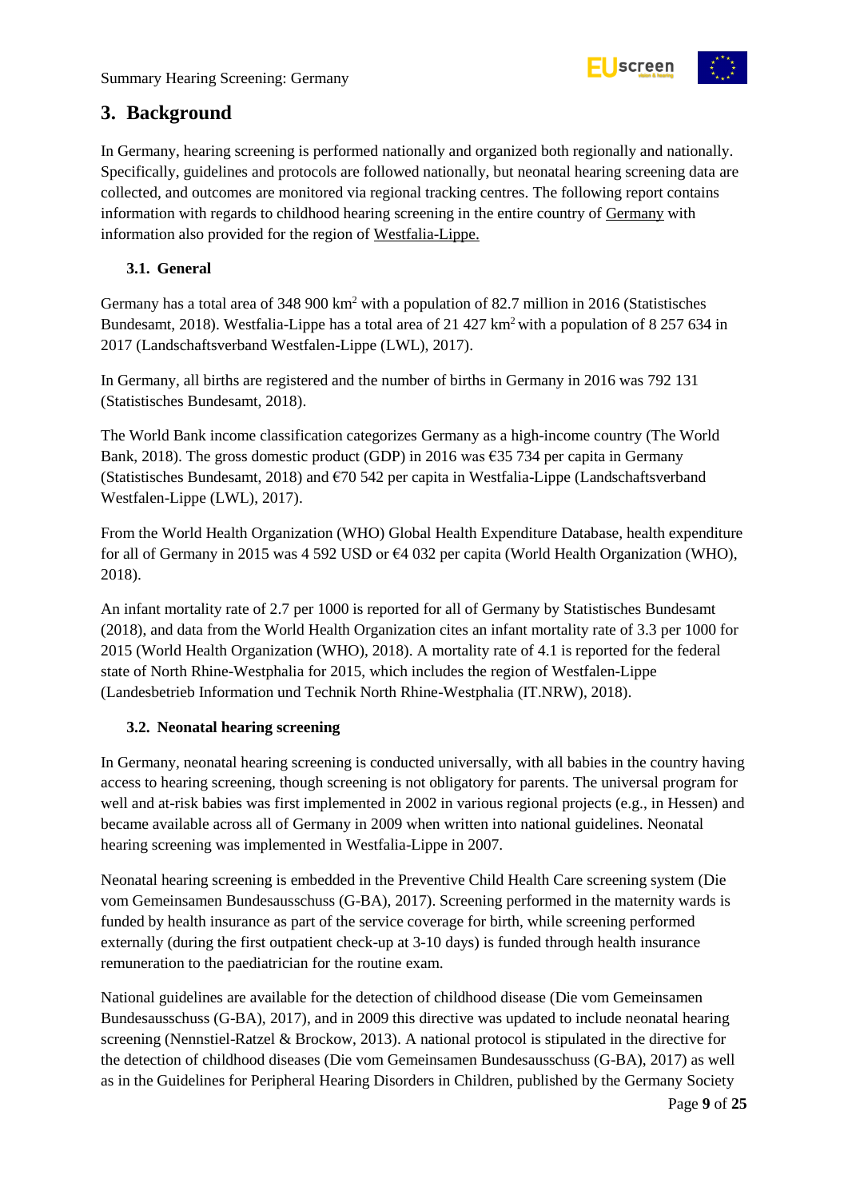# 3. Background

In Germany, hearing screening is performed nationally and organized both regionally and nationally. Specifically, guidelines and protocols are followed nationally, but neonatal hearing screening data are collected, and outcomes are monitored via regional tracking centres. The following report contains information with regards to childhood hearing screening in the entire country of Germany with information also provided for the region of Westfalia-Lippe.

## 3.1. General

Germany has a total area of 348 900 km$^2$ with a population of 82.7 million in 2016 (Statistisches Bundesamt, 2018). Westfalia-Lippe has a total area of 21 427 km$^2$ with a population of 8 257 634 in 2017 (Landschaftsverband Westfalen-Lippe (LWL), 2017).

In Germany, all births are registered and the number of births in Germany in 2016 was 792 131 (Statistisches Bundesamt, 2018).

The World Bank income classification categorizes Germany as a high-income country (The World Bank, 2018). The gross domestic product (GDP) in 2016 was €35 734 per capita in Germany (Statistisches Bundesamt, 2018) and €70 542 per capita in Westfalia-Lippe (Landschaftsverband Westfalen-Lippe (LWL), 2017).

From the World Health Organization (WHO) Global Health Expenditure Database, health expenditure for all of Germany in 2015 was 4 592 USD or €4 032 per capita (World Health Organization (WHO), 2018).

An infant mortality rate of 2.7 per 1000 is reported for all of Germany by Statistisches Bundesamt (2018), and data from the World Health Organization cites an infant mortality rate of 3.3 per 1000 for 2015 (World Health Organization (WHO), 2018). A mortality rate of 4.1 is reported for the federal state of North Rhine-Westphalia for 2015, which includes the region of Westfalen-Lippe (Landesbetrieb Information und Technik North Rhine-Westphalia (IT.NRW), 2018).

## 3.2. Neonatal hearing screening

In Germany, neonatal hearing screening is conducted universally, with all babies in the country having access to hearing screening, though screening is not obligatory for parents. The universal program for well and at-risk babies was first implemented in 2002 in various regional projects (e.g., in Hessen) and became available across all of Germany in 2009 when written into national guidelines. Neonatal hearing screening was implemented in Westfalia-Lippe in 2007.

Neonatal hearing screening is embedded in the Preventive Child Health Care screening system (Die vom Gemeinsamen Bundesausschuss (G-BA), 2017). Screening performed in the maternity wards is funded by health insurance as part of the service coverage for birth, while screening performed externally (during the first outpatient check-up at 3-10 days) is funded through health insurance remuneration to the paediatrician for the routine exam.

National guidelines are available for the detection of childhood disease (Die vom Gemeinsamen Bundesausschuss (G-BA), 2017), and in 2009 this directive was updated to include neonatal hearing screening (Nennstiel-Ratzel & Brockow, 2013). A national protocol is stipulated in the directive for the detection of childhood diseases (Die vom Gemeinsamen Bundesausschuss (G-BA), 2017) as well as in the Guidelines for Peripheral Hearing Disorders in Children, published by the Germany Society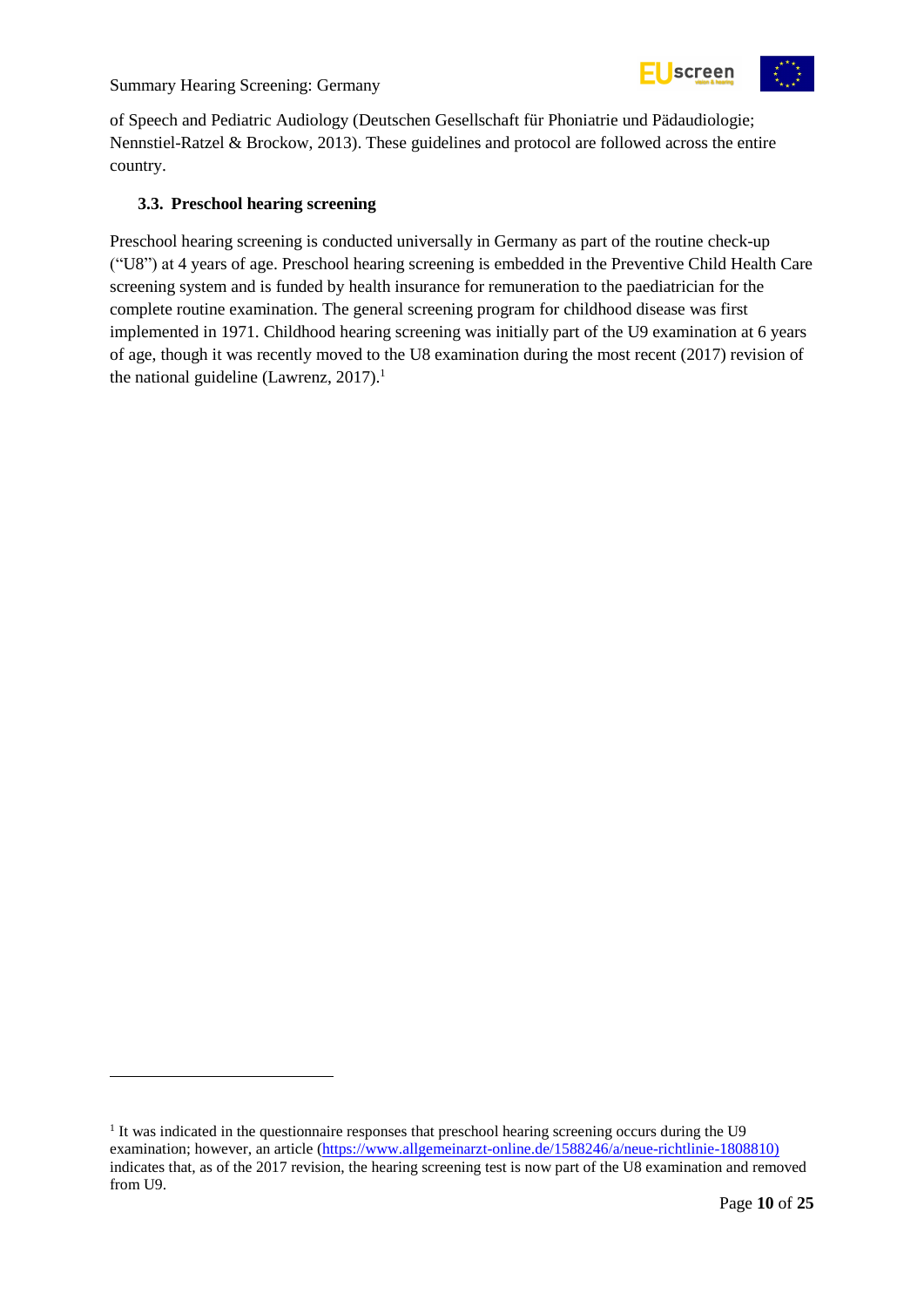of Speech and Pediatric Audiology (Deutschen Gesellschaft für Phoniatrie und Pädaudiologie; Nennstiel-Ratzel & Brockow, 2013). These guidelines and protocol are followed across the entire country.

### 3.3. Preschool hearing screening

Preschool hearing screening is conducted universally in Germany as part of the routine check-up ("U8") at 4 years of age. Preschool hearing screening is embedded in the Preventive Child Health Care screening system and is funded by health insurance for remuneration to the paediatrician for the complete routine examination. The general screening program for childhood disease was first implemented in 1971. Childhood hearing screening was initially part of the U9 examination at 6 years of age, though it was recently moved to the U8 examination during the most recent (2017) revision of the national guideline (Lawrenz, 2017).[1]

---

[1] It was indicated in the questionnaire responses that preschool hearing screening occurs during the U9 examination; however, an article (https://www.allgemeinarzt-online.de/1588246/a/neue-richtlinie-1808810) indicates that, as of the 2017 revision, the hearing screening test is now part of the U8 examination and removed from U9.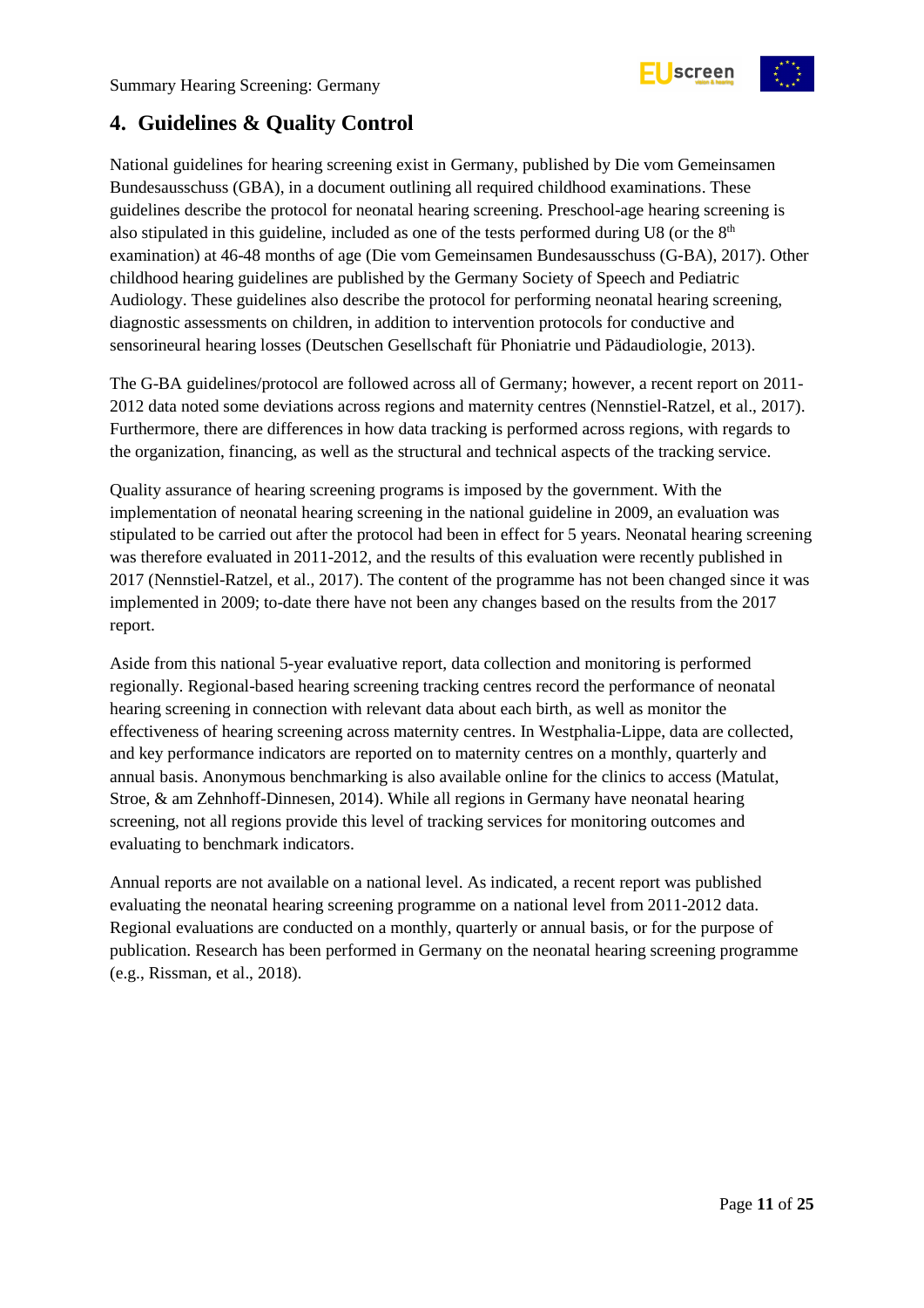## 4. Guidelines & Quality Control

National guidelines for hearing screening exist in Germany, published by Die vom Gemeinsamen Bundesausschuss (GBA), in a document outlining all required childhood examinations. These guidelines describe the protocol for neonatal hearing screening. Preschool-age hearing screening is also stipulated in this guideline, included as one of the tests performed during U8 (or the 8th examination) at 46-48 months of age (Die vom Gemeinsamen Bundesausschuss (G-BA), 2017). Other childhood hearing guidelines are published by the Germany Society of Speech and Pediatric Audiology. These guidelines also describe the protocol for performing neonatal hearing screening, diagnostic assessments on children, in addition to intervention protocols for conductive and sensorineural hearing losses (Deutschen Gesellschaft für Phoniatrie und Pädaudiologie, 2013).

The G-BA guidelines/protocol are followed across all of Germany; however, a recent report on 2011-2012 data noted some deviations across regions and maternity centres (Nennstiel-Ratzel, et al., 2017). Furthermore, there are differences in how data tracking is performed across regions, with regards to the organization, financing, as well as the structural and technical aspects of the tracking service.

Quality assurance of hearing screening programs is imposed by the government. With the implementation of neonatal hearing screening in the national guideline in 2009, an evaluation was stipulated to be carried out after the protocol had been in effect for 5 years. Neonatal hearing screening was therefore evaluated in 2011-2012, and the results of this evaluation were recently published in 2017 (Nennstiel-Ratzel, et al., 2017). The content of the programme has not been changed since it was implemented in 2009; to-date there have not been any changes based on the results from the 2017 report.

Aside from this national 5-year evaluative report, data collection and monitoring is performed regionally. Regional-based hearing screening tracking centres record the performance of neonatal hearing screening in connection with relevant data about each birth, as well as monitor the effectiveness of hearing screening across maternity centres. In Westphalia-Lippe, data are collected, and key performance indicators are reported on to maternity centres on a monthly, quarterly and annual basis. Anonymous benchmarking is also available online for the clinics to access (Matulat, Stroe, & am Zehnhoff-Dinnesen, 2014). While all regions in Germany have neonatal hearing screening, not all regions provide this level of tracking services for monitoring outcomes and evaluating to benchmark indicators.

Annual reports are not available on a national level. As indicated, a recent report was published evaluating the neonatal hearing screening programme on a national level from 2011-2012 data. Regional evaluations are conducted on a monthly, quarterly or annual basis, or for the purpose of publication. Research has been performed in Germany on the neonatal hearing screening programme (e.g., Rissman, et al., 2018).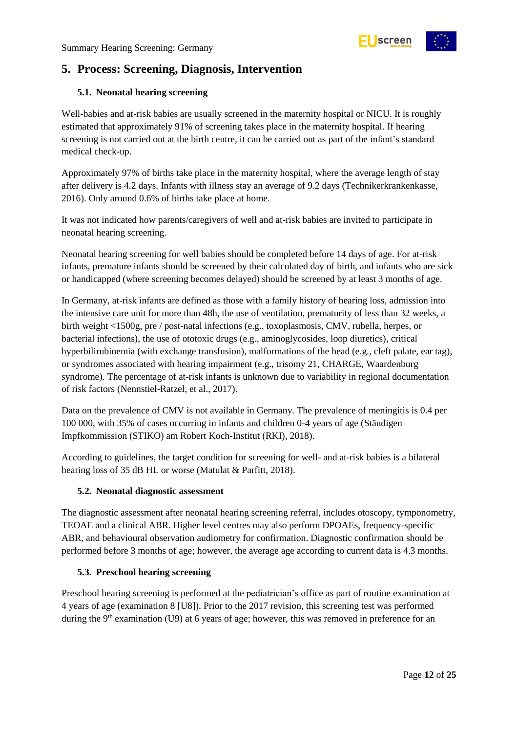## 5. Process: Screening, Diagnosis, Intervention

### 5.1. Neonatal hearing screening

Well-babies and at-risk babies are usually screened in the maternity hospital or NICU. It is roughly estimated that approximately 91% of screening takes place in the maternity hospital. If hearing screening is not carried out at the birth centre, it can be carried out as part of the infant's standard medical check-up.

Approximately 97% of births take place in the maternity hospital, where the average length of stay after delivery is 4.2 days. Infants with illness stay an average of 9.2 days (Technikerkrankenkasse, 2016). Only around 0.6% of births take place at home.

It was not indicated how parents/caregivers of well and at-risk babies are invited to participate in neonatal hearing screening.

Neonatal hearing screening for well babies should be completed before 14 days of age. For at-risk infants, premature infants should be screened by their calculated day of birth, and infants who are sick or handicapped (where screening becomes delayed) should be screened by at least 3 months of age.

In Germany, at-risk infants are defined as those with a family history of hearing loss, admission into the intensive care unit for more than 48h, the use of ventilation, prematurity of less than 32 weeks, a birth weight <1500g, pre / post-natal infections (e.g., toxoplasmosis, CMV, rubella, herpes, or bacterial infections), the use of ototoxic drugs (e.g., aminoglycosides, loop diuretics), critical hyperbilirubinemia (with exchange transfusion), malformations of the head (e.g., cleft palate, ear tag), or syndromes associated with hearing impairment (e.g., trisomy 21, CHARGE, Waardenburg syndrome). The percentage of at-risk infants is unknown due to variability in regional documentation of risk factors (Nennstiel-Ratzel, et al., 2017).

Data on the prevalence of CMV is not available in Germany. The prevalence of meningitis is 0.4 per 100 000, with 35% of cases occurring in infants and children 0-4 years of age (Ständigen Impfkommission (STIKO) am Robert Koch-Institut (RKI), 2018).

According to guidelines, the target condition for screening for well- and at-risk babies is a bilateral hearing loss of 35 dB HL or worse (Matulat & Parfitt, 2018).

### 5.2. Neonatal diagnostic assessment

The diagnostic assessment after neonatal hearing screening referral, includes otoscopy, tymponometry, TEOAE and a clinical ABR. Higher level centres may also perform DPOAEs, frequency-specific ABR, and behavioural observation audiometry for confirmation. Diagnostic confirmation should be performed before 3 months of age; however, the average age according to current data is 4.3 months.

### 5.3. Preschool hearing screening

Preschool hearing screening is performed at the pediatrician's office as part of routine examination at 4 years of age (examination 8 [U8]). Prior to the 2017 revision, this screening test was performed during the 9th examination (U9) at 6 years of age; however, this was removed in preference for an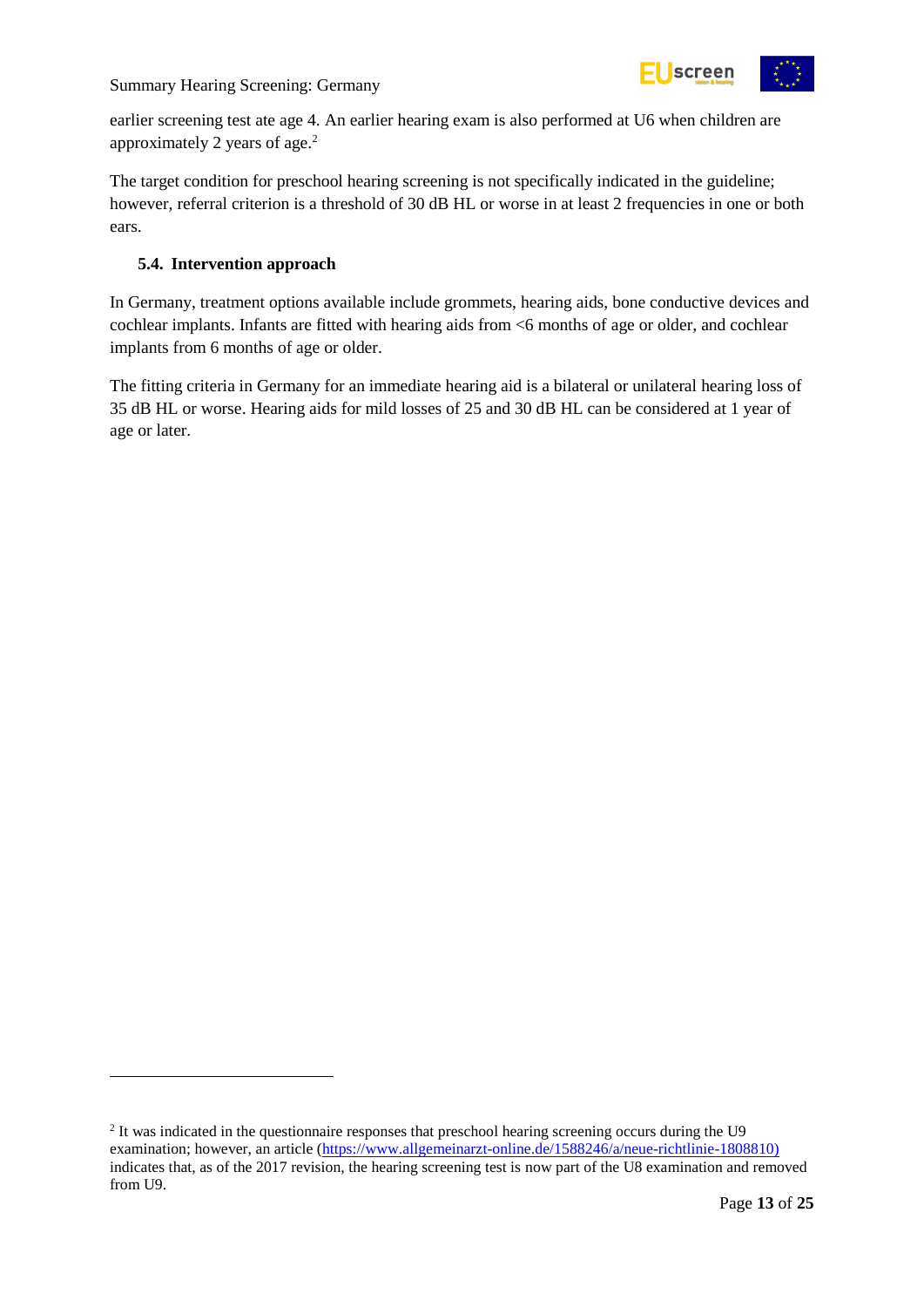earlier screening test ate age 4. An earlier hearing exam is also performed at U6 when children are approximately 2 years of age.[2]

The target condition for preschool hearing screening is not specifically indicated in the guideline; however, referral criterion is a threshold of 30 dB HL or worse in at least 2 frequencies in one or both ears.

### 5.4. Intervention approach

In Germany, treatment options available include grommets, hearing aids, bone conductive devices and cochlear implants. Infants are fitted with hearing aids from <6 months of age or older, and cochlear implants from 6 months of age or older.

The fitting criteria in Germany for an immediate hearing aid is a bilateral or unilateral hearing loss of 35 dB HL or worse. Hearing aids for mild losses of 25 and 30 dB HL can be considered at 1 year of age or later.

---

[2] It was indicated in the questionnaire responses that preschool hearing screening occurs during the U9 examination; however, an article (https://www.allgemeinarzt-online.de/1588246/a/neue-richtlinie-1808810) indicates that, as of the 2017 revision, the hearing screening test is now part of the U8 examination and removed from U9.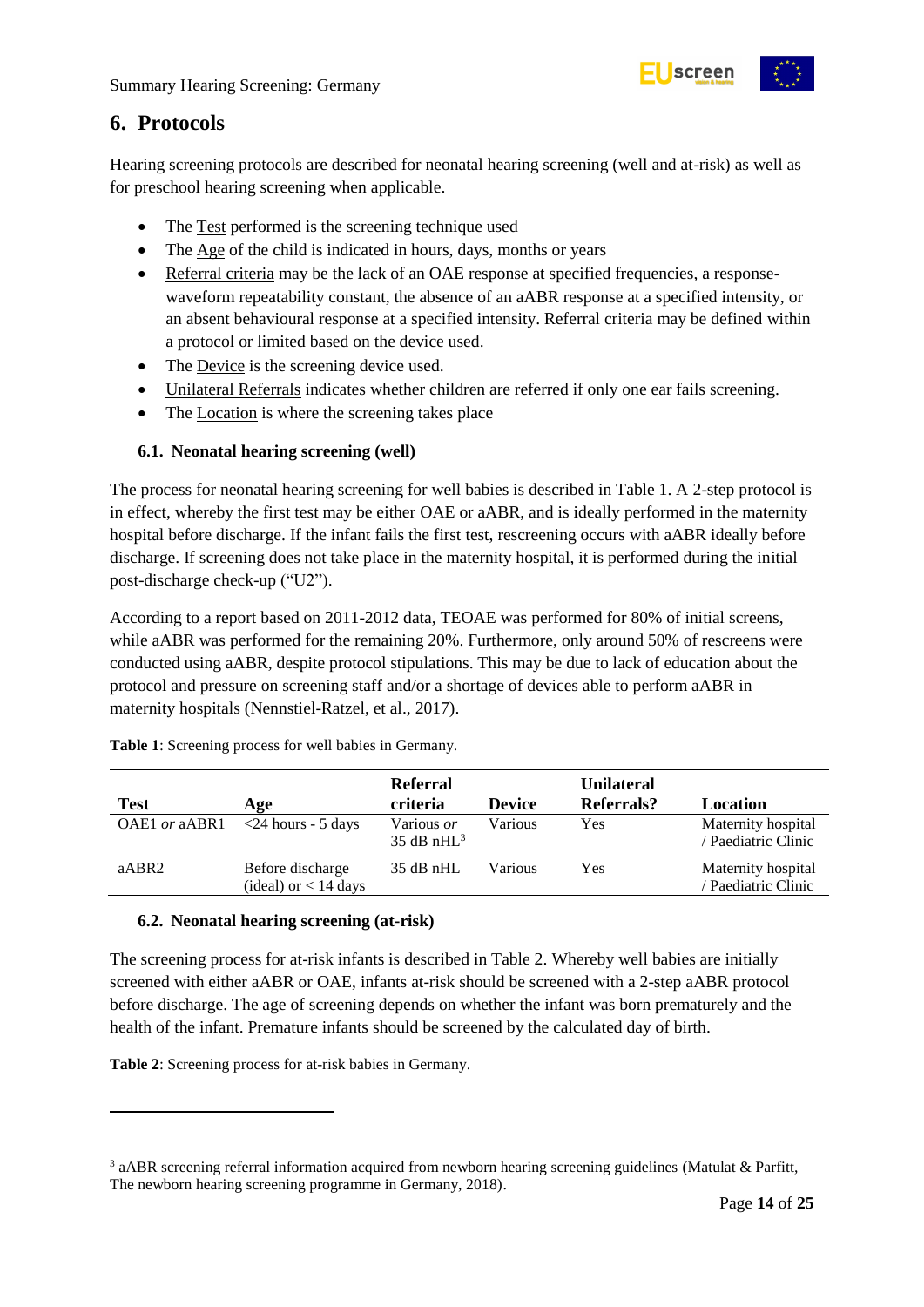## 6. Protocols

Hearing screening protocols are described for neonatal hearing screening (well and at-risk) as well as for preschool hearing screening when applicable.

- The Test performed is the screening technique used
- The Age of the child is indicated in hours, days, months or years
- Referral criteria may be the lack of an OAE response at specified frequencies, a response-waveform repeatability constant, the absence of an aABR response at a specified intensity, or an absent behavioural response at a specified intensity. Referral criteria may be defined within a protocol or limited based on the device used.
- The Device is the screening device used.
- Unilateral Referrals indicates whether children are referred if only one ear fails screening.
- The Location is where the screening takes place

### 6.1. Neonatal hearing screening (well)

The process for neonatal hearing screening for well babies is described in Table 1. A 2-step protocol is in effect, whereby the first test may be either OAE or aABR, and is ideally performed in the maternity hospital before discharge. If the infant fails the first test, rescreening occurs with aABR ideally before discharge. If screening does not take place in the maternity hospital, it is performed during the initial post-discharge check-up ("U2").

According to a report based on 2011-2012 data, TEOAE was performed for 80% of initial screens, while aABR was performed for the remaining 20%. Furthermore, only around 50% of rescreens were conducted using aABR, despite protocol stipulations. This may be due to lack of education about the protocol and pressure on screening staff and/or a shortage of devices able to perform aABR in maternity hospitals (Nennstiel-Ratzel, et al., 2017).

**Table 1**: Screening process for well babies in Germany.

| Test | Age | Referral criteria | Device | Unilateral Referrals? | Location |
|---|---|---|---|---|---|
| OAE1 *or* aABR1 | <24 hours - 5 days | Various *or* 35 dB nHL[3] | Various | Yes | Maternity hospital / Paediatric Clinic |
| aABR2 | Before discharge (ideal) or < 14 days | 35 dB nHL | Various | Yes | Maternity hospital / Paediatric Clinic |

### 6.2. Neonatal hearing screening (at-risk)

The screening process for at-risk infants is described in Table 2. Whereby well babies are initially screened with either aABR or OAE, infants at-risk should be screened with a 2-step aABR protocol before discharge. The age of screening depends on whether the infant was born prematurely and the health of the infant. Premature infants should be screened by the calculated day of birth.

**Table 2**: Screening process for at-risk babies in Germany.

[3] aABR screening referral information acquired from newborn hearing screening guidelines (Matulat & Parfitt, The newborn hearing screening programme in Germany, 2018).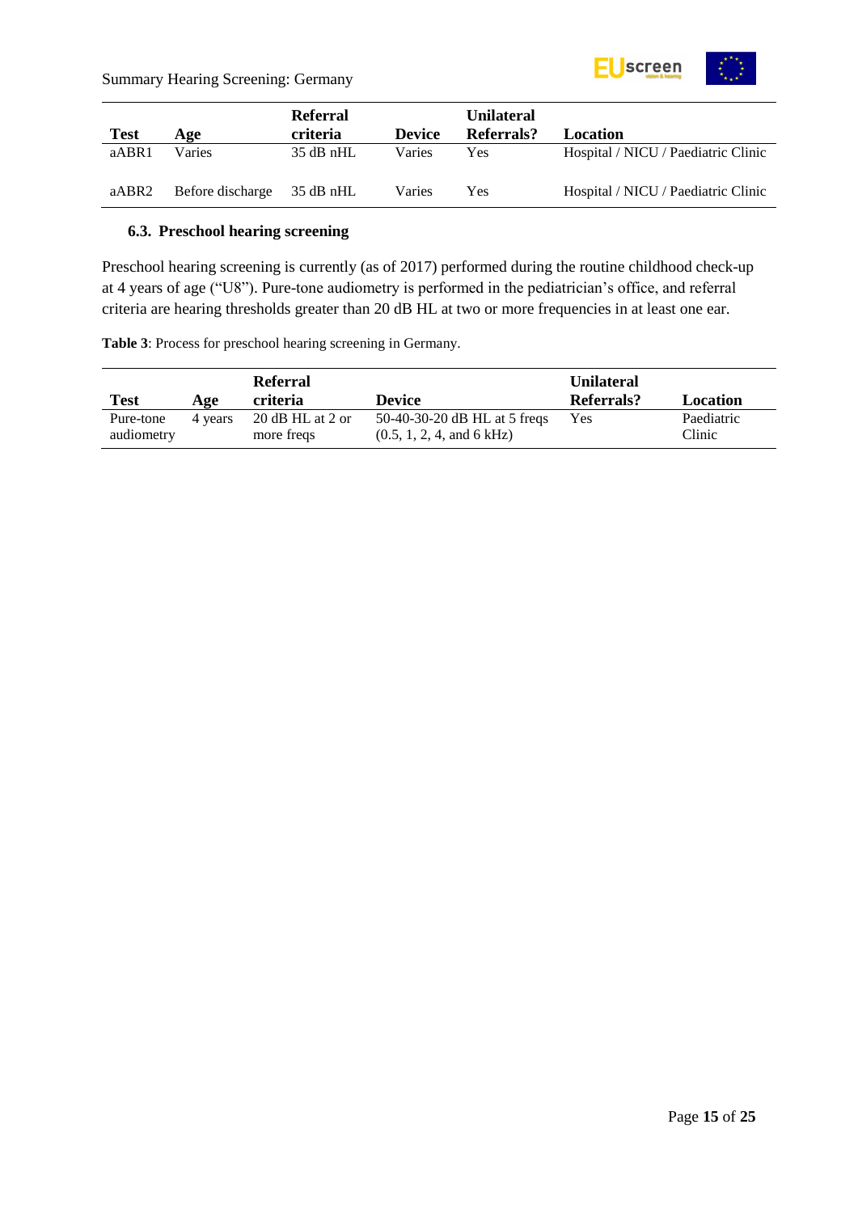| Test | Age | Referral criteria | Device | Unilateral Referrals? | Location |
|---|---|---|---|---|---|
| aABR1 | Varies | 35 dB nHL | Varies | Yes | Hospital / NICU / Paediatric Clinic |
| aABR2 | Before discharge | 35 dB nHL | Varies | Yes | Hospital / NICU / Paediatric Clinic |

### 6.3. Preschool hearing screening

Preschool hearing screening is currently (as of 2017) performed during the routine childhood check-up at 4 years of age ("U8"). Pure-tone audiometry is performed in the pediatrician's office, and referral criteria are hearing thresholds greater than 20 dB HL at two or more frequencies in at least one ear.

**Table 3**: Process for preschool hearing screening in Germany.

| Test | Age | Referral criteria | Device | Unilateral Referrals? | Location |
|---|---|---|---|---|---|
| Pure-tone audiometry | 4 years | 20 dB HL at 2 or more freqs | 50-40-30-20 dB HL at 5 freqs (0.5, 1, 2, 4, and 6 kHz) | Yes | Paediatric Clinic |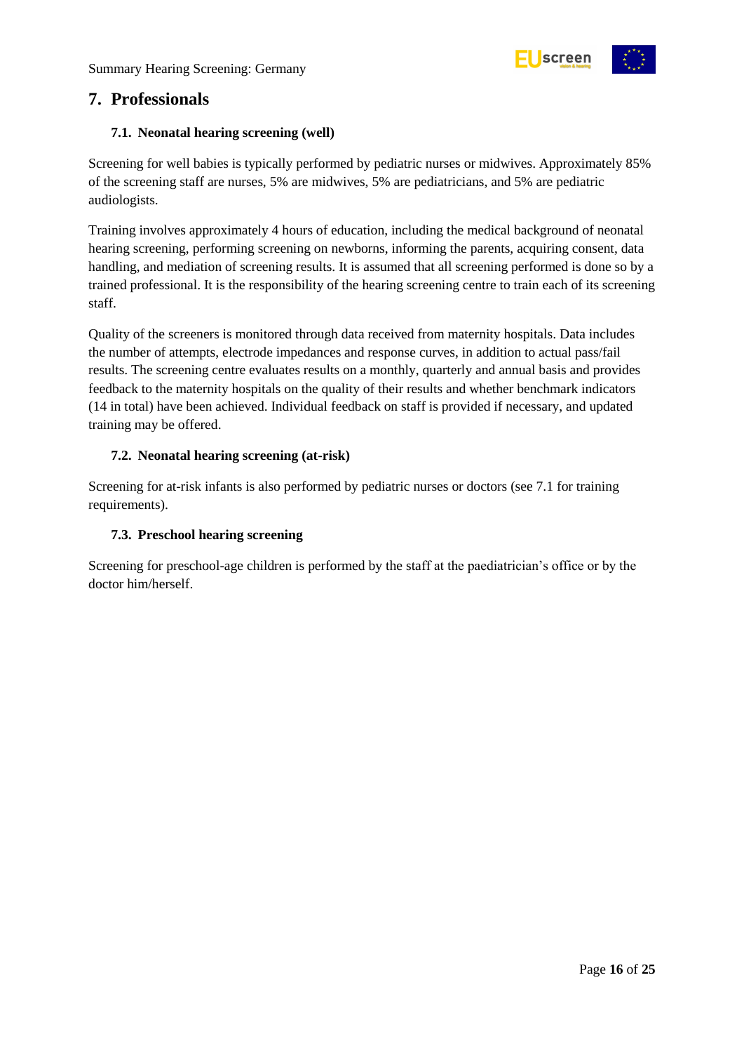## 7. Professionals

### 7.1. Neonatal hearing screening (well)

Screening for well babies is typically performed by pediatric nurses or midwives. Approximately 85% of the screening staff are nurses, 5% are midwives, 5% are pediatricians, and 5% are pediatric audiologists.

Training involves approximately 4 hours of education, including the medical background of neonatal hearing screening, performing screening on newborns, informing the parents, acquiring consent, data handling, and mediation of screening results. It is assumed that all screening performed is done so by a trained professional. It is the responsibility of the hearing screening centre to train each of its screening staff.

Quality of the screeners is monitored through data received from maternity hospitals. Data includes the number of attempts, electrode impedances and response curves, in addition to actual pass/fail results. The screening centre evaluates results on a monthly, quarterly and annual basis and provides feedback to the maternity hospitals on the quality of their results and whether benchmark indicators (14 in total) have been achieved. Individual feedback on staff is provided if necessary, and updated training may be offered.

### 7.2. Neonatal hearing screening (at-risk)

Screening for at-risk infants is also performed by pediatric nurses or doctors (see 7.1 for training requirements).

### 7.3. Preschool hearing screening

Screening for preschool-age children is performed by the staff at the paediatrician's office or by the doctor him/herself.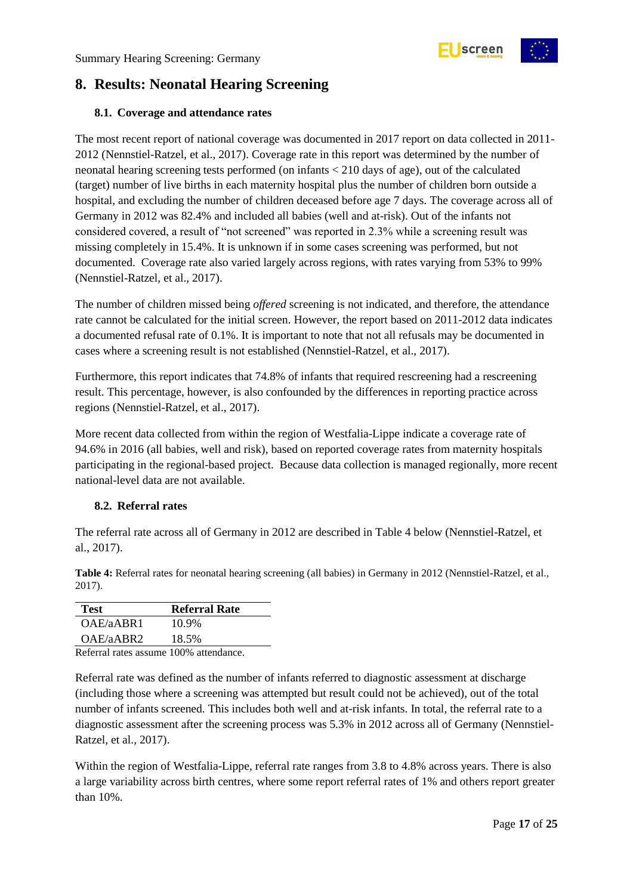## 8. Results: Neonatal Hearing Screening

### 8.1. Coverage and attendance rates

The most recent report of national coverage was documented in 2017 report on data collected in 2011-2012 (Nennstiel-Ratzel, et al., 2017). Coverage rate in this report was determined by the number of neonatal hearing screening tests performed (on infants < 210 days of age), out of the calculated (target) number of live births in each maternity hospital plus the number of children born outside a hospital, and excluding the number of children deceased before age 7 days. The coverage across all of Germany in 2012 was 82.4% and included all babies (well and at-risk). Out of the infants not considered covered, a result of "not screened" was reported in 2.3% while a screening result was missing completely in 15.4%. It is unknown if in some cases screening was performed, but not documented. Coverage rate also varied largely across regions, with rates varying from 53% to 99% (Nennstiel-Ratzel, et al., 2017).

The number of children missed being *offered* screening is not indicated, and therefore, the attendance rate cannot be calculated for the initial screen. However, the report based on 2011-2012 data indicates a documented refusal rate of 0.1%. It is important to note that not all refusals may be documented in cases where a screening result is not established (Nennstiel-Ratzel, et al., 2017).

Furthermore, this report indicates that 74.8% of infants that required rescreening had a rescreening result. This percentage, however, is also confounded by the differences in reporting practice across regions (Nennstiel-Ratzel, et al., 2017).

More recent data collected from within the region of Westfalia-Lippe indicate a coverage rate of 94.6% in 2016 (all babies, well and risk), based on reported coverage rates from maternity hospitals participating in the regional-based project. Because data collection is managed regionally, more recent national-level data are not available.

### 8.2. Referral rates

The referral rate across all of Germany in 2012 are described in Table 4 below (Nennstiel-Ratzel, et al., 2017).

**Table 4:** Referral rates for neonatal hearing screening (all babies) in Germany in 2012 (Nennstiel-Ratzel, et al., 2017).

| Test | Referral Rate |
|---|---|
| OAE/aABR1 | 10.9% |
| OAE/aABR2 | 18.5% |

Referral rates assume 100% attendance.

Referral rate was defined as the number of infants referred to diagnostic assessment at discharge (including those where a screening was attempted but result could not be achieved), out of the total number of infants screened. This includes both well and at-risk infants. In total, the referral rate to a diagnostic assessment after the screening process was 5.3% in 2012 across all of Germany (Nennstiel-Ratzel, et al., 2017).

Within the region of Westfalia-Lippe, referral rate ranges from 3.8 to 4.8% across years. There is also a large variability across birth centres, where some report referral rates of 1% and others report greater than 10%.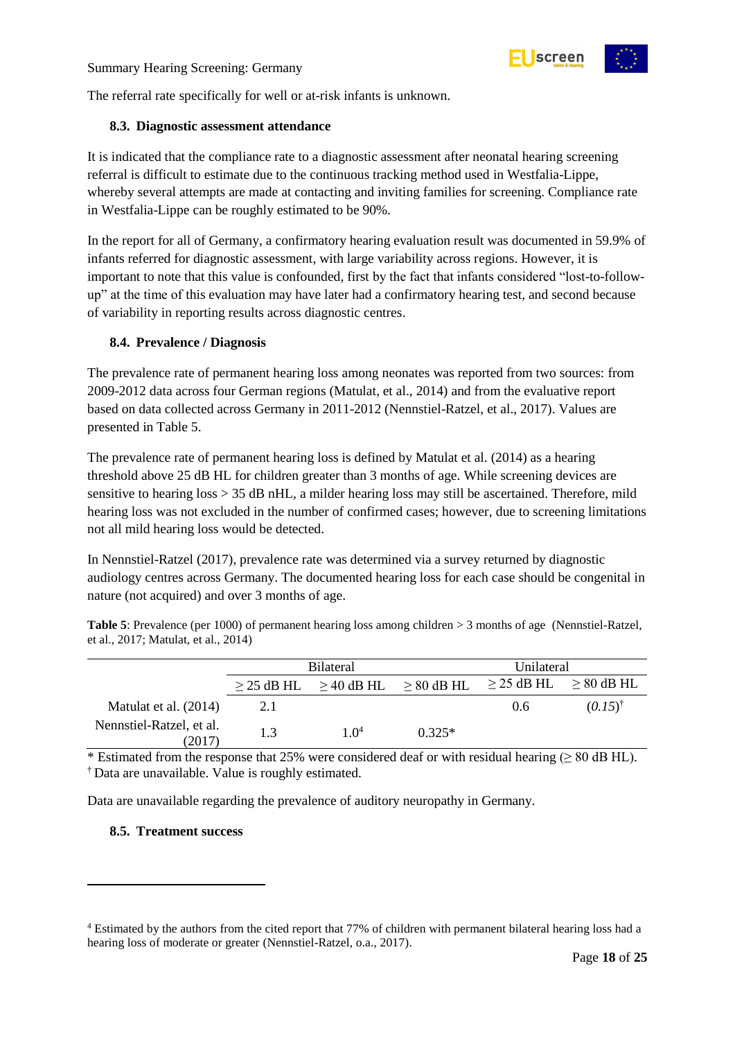The referral rate specifically for well or at-risk infants is unknown.

### 8.3. Diagnostic assessment attendance

It is indicated that the compliance rate to a diagnostic assessment after neonatal hearing screening referral is difficult to estimate due to the continuous tracking method used in Westfalia-Lippe, whereby several attempts are made at contacting and inviting families for screening. Compliance rate in Westfalia-Lippe can be roughly estimated to be 90%.

In the report for all of Germany, a confirmatory hearing evaluation result was documented in 59.9% of infants referred for diagnostic assessment, with large variability across regions. However, it is important to note that this value is confounded, first by the fact that infants considered "lost-to-follow-up" at the time of this evaluation may have later had a confirmatory hearing test, and second because of variability in reporting results across diagnostic centres.

### 8.4. Prevalence / Diagnosis

The prevalence rate of permanent hearing loss among neonates was reported from two sources: from 2009-2012 data across four German regions (Matulat, et al., 2014) and from the evaluative report based on data collected across Germany in 2011-2012 (Nennstiel-Ratzel, et al., 2017). Values are presented in Table 5.

The prevalence rate of permanent hearing loss is defined by Matulat et al. (2014) as a hearing threshold above 25 dB HL for children greater than 3 months of age. While screening devices are sensitive to hearing loss > 35 dB nHL, a milder hearing loss may still be ascertained. Therefore, mild hearing loss was not excluded in the number of confirmed cases; however, due to screening limitations not all mild hearing loss would be detected.

In Nennstiel-Ratzel (2017), prevalence rate was determined via a survey returned by diagnostic audiology centres across Germany. The documented hearing loss for each case should be congenital in nature (not acquired) and over 3 months of age.

**Table 5**: Prevalence (per 1000) of permanent hearing loss among children > 3 months of age (Nennstiel-Ratzel, et al., 2017; Matulat, et al., 2014)

| | Bilateral | | | Unilateral | |
|---|---|---|---|---|---|
| | ≥ 25 dB HL | ≥ 40 dB HL | ≥ 80 dB HL | ≥ 25 dB HL | ≥ 80 dB HL |
| Matulat et al. (2014) | 2.1 | | | 0.6 | *(0.15)*† |
| Nennstiel-Ratzel, et al. (2017) | 1.3 | 1.0[4] | 0.325* | | |

\* Estimated from the response that 25% were considered deaf or with residual hearing (≥ 80 dB HL).
† Data are unavailable. Value is roughly estimated.

Data are unavailable regarding the prevalence of auditory neuropathy in Germany.

### 8.5. Treatment success

[4] Estimated by the authors from the cited report that 77% of children with permanent bilateral hearing loss had a hearing loss of moderate or greater (Nennstiel-Ratzel, o.a., 2017).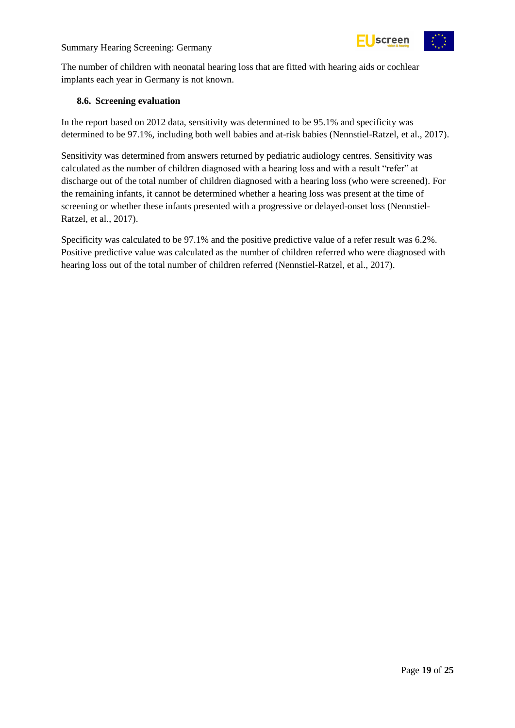The number of children with neonatal hearing loss that are fitted with hearing aids or cochlear implants each year in Germany is not known.

### 8.6. Screening evaluation

In the report based on 2012 data, sensitivity was determined to be 95.1% and specificity was determined to be 97.1%, including both well babies and at-risk babies (Nennstiel-Ratzel, et al., 2017).

Sensitivity was determined from answers returned by pediatric audiology centres. Sensitivity was calculated as the number of children diagnosed with a hearing loss and with a result "refer" at discharge out of the total number of children diagnosed with a hearing loss (who were screened). For the remaining infants, it cannot be determined whether a hearing loss was present at the time of screening or whether these infants presented with a progressive or delayed-onset loss (Nennstiel-Ratzel, et al., 2017).

Specificity was calculated to be 97.1% and the positive predictive value of a refer result was 6.2%. Positive predictive value was calculated as the number of children referred who were diagnosed with hearing loss out of the total number of children referred (Nennstiel-Ratzel, et al., 2017).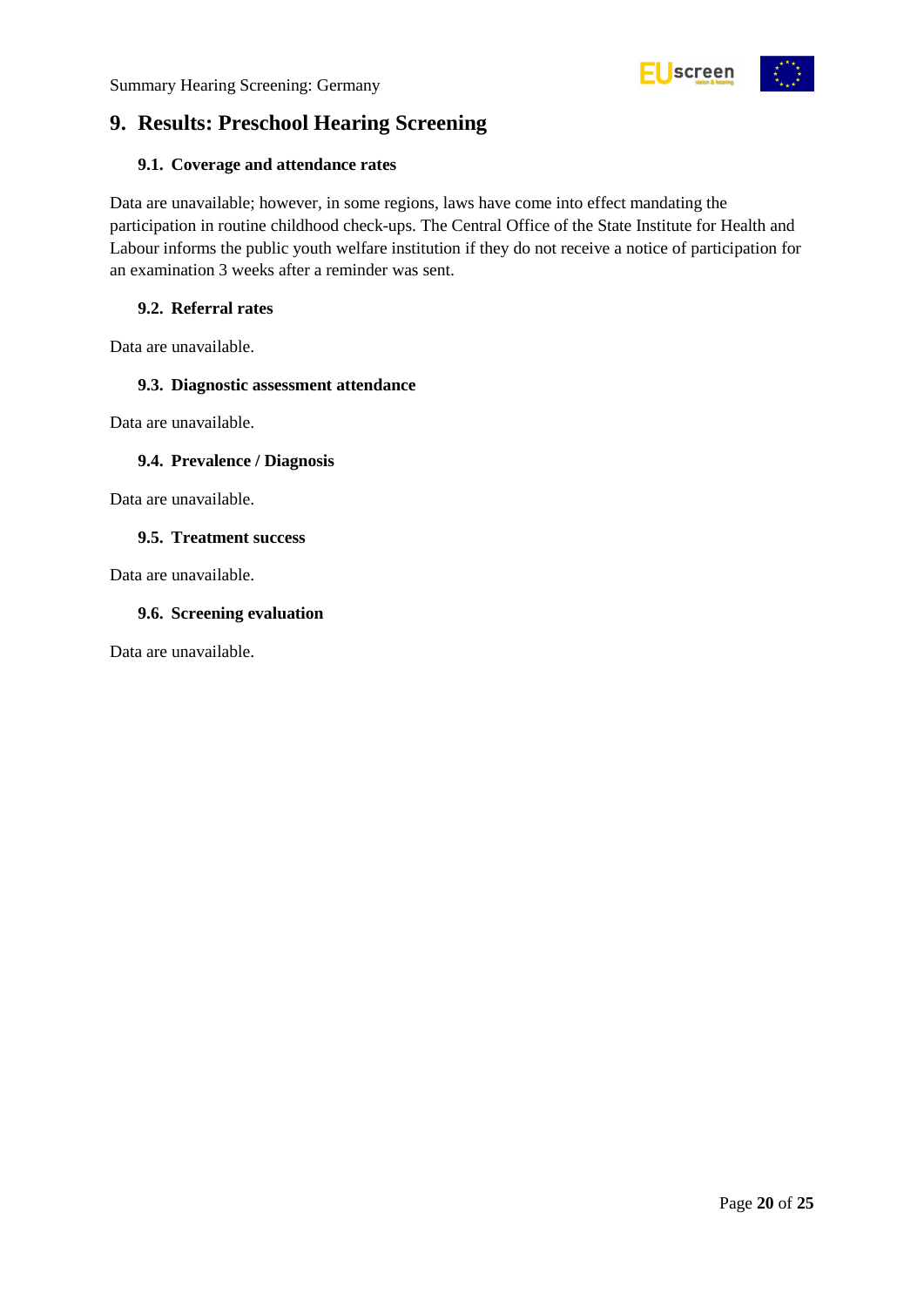## 9. Results: Preschool Hearing Screening

### 9.1. Coverage and attendance rates

Data are unavailable; however, in some regions, laws have come into effect mandating the participation in routine childhood check-ups. The Central Office of the State Institute for Health and Labour informs the public youth welfare institution if they do not receive a notice of participation for an examination 3 weeks after a reminder was sent.

### 9.2. Referral rates

Data are unavailable.

### 9.3. Diagnostic assessment attendance

Data are unavailable.

### 9.4. Prevalence / Diagnosis

Data are unavailable.

### 9.5. Treatment success

Data are unavailable.

### 9.6. Screening evaluation

Data are unavailable.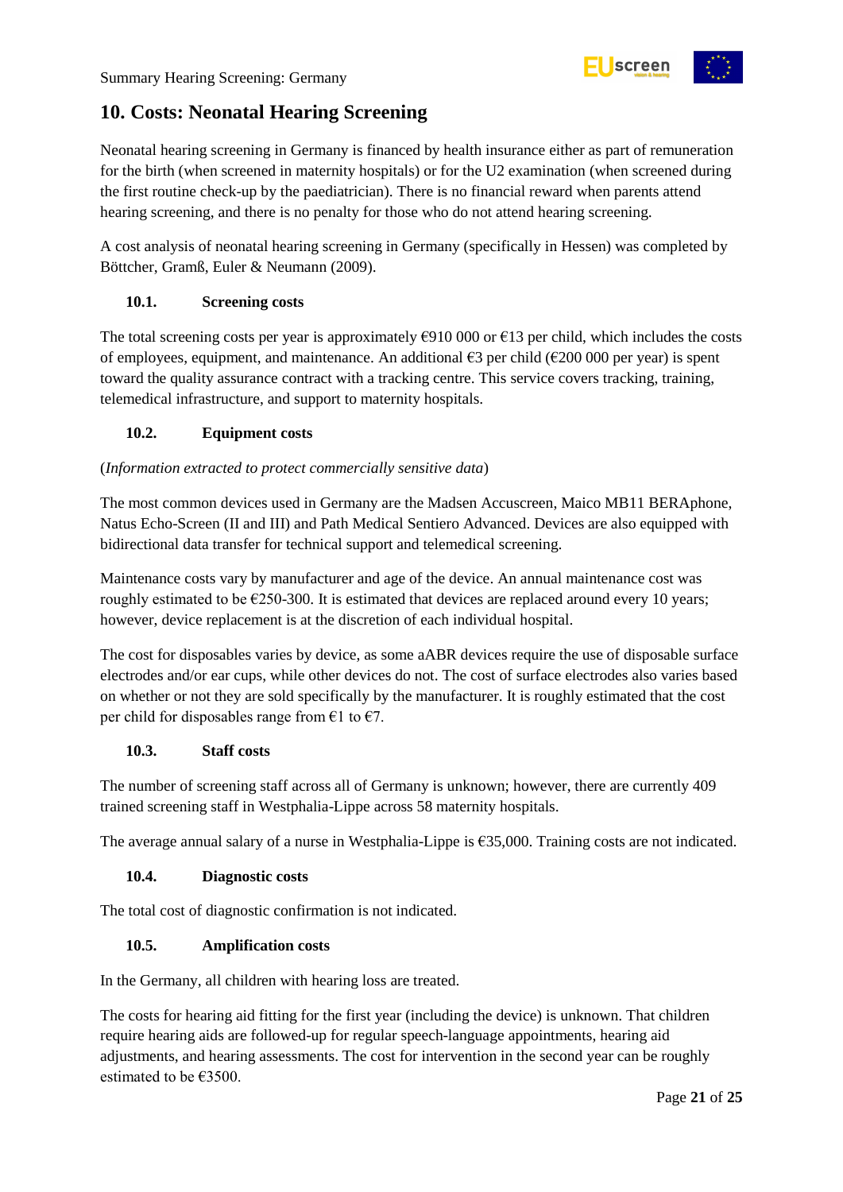## 10. Costs: Neonatal Hearing Screening

Neonatal hearing screening in Germany is financed by health insurance either as part of remuneration for the birth (when screened in maternity hospitals) or for the U2 examination (when screened during the first routine check-up by the paediatrician). There is no financial reward when parents attend hearing screening, and there is no penalty for those who do not attend hearing screening.

A cost analysis of neonatal hearing screening in Germany (specifically in Hessen) was completed by Böttcher, Gramß, Euler & Neumann (2009).

### 10.1. Screening costs

The total screening costs per year is approximately €910 000 or €13 per child, which includes the costs of employees, equipment, and maintenance. An additional €3 per child (€200 000 per year) is spent toward the quality assurance contract with a tracking centre. This service covers tracking, training, telemedical infrastructure, and support to maternity hospitals.

### 10.2. Equipment costs

(*Information extracted to protect commercially sensitive data*)

The most common devices used in Germany are the Madsen Accuscreen, Maico MB11 BERAphone, Natus Echo-Screen (II and III) and Path Medical Sentiero Advanced. Devices are also equipped with bidirectional data transfer for technical support and telemedical screening.

Maintenance costs vary by manufacturer and age of the device. An annual maintenance cost was roughly estimated to be €250-300. It is estimated that devices are replaced around every 10 years; however, device replacement is at the discretion of each individual hospital.

The cost for disposables varies by device, as some aABR devices require the use of disposable surface electrodes and/or ear cups, while other devices do not. The cost of surface electrodes also varies based on whether or not they are sold specifically by the manufacturer. It is roughly estimated that the cost per child for disposables range from €1 to €7.

### 10.3. Staff costs

The number of screening staff across all of Germany is unknown; however, there are currently 409 trained screening staff in Westphalia-Lippe across 58 maternity hospitals.

The average annual salary of a nurse in Westphalia-Lippe is €35,000. Training costs are not indicated.

### 10.4. Diagnostic costs

The total cost of diagnostic confirmation is not indicated.

### 10.5. Amplification costs

In the Germany, all children with hearing loss are treated.

The costs for hearing aid fitting for the first year (including the device) is unknown. That children require hearing aids are followed-up for regular speech-language appointments, hearing aid adjustments, and hearing assessments. The cost for intervention in the second year can be roughly estimated to be €3500.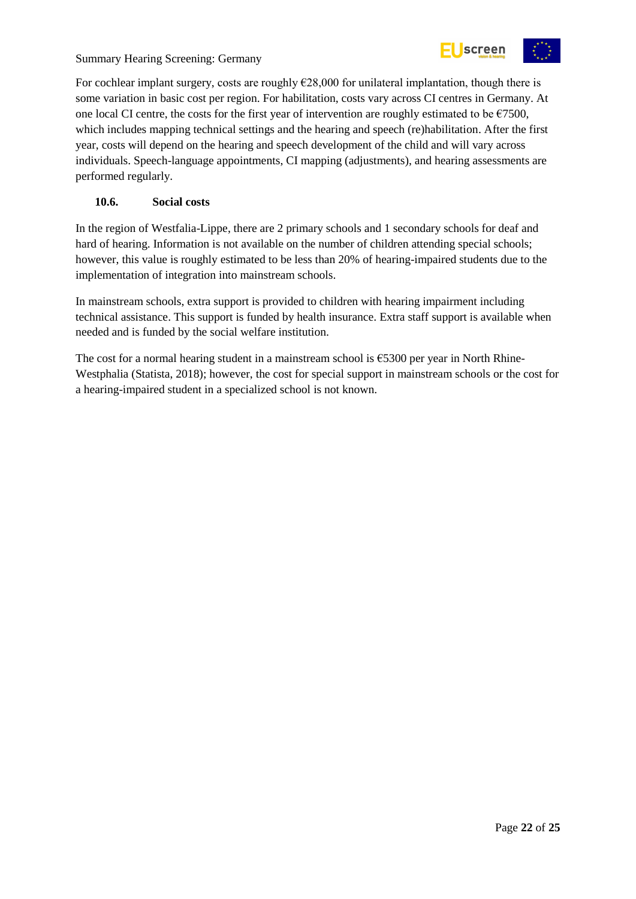For cochlear implant surgery, costs are roughly €28,000 for unilateral implantation, though there is some variation in basic cost per region. For habilitation, costs vary across CI centres in Germany. At one local CI centre, the costs for the first year of intervention are roughly estimated to be €7500, which includes mapping technical settings and the hearing and speech (re)habilitation. After the first year, costs will depend on the hearing and speech development of the child and will vary across individuals. Speech-language appointments, CI mapping (adjustments), and hearing assessments are performed regularly.

### 10.6. Social costs

In the region of Westfalia-Lippe, there are 2 primary schools and 1 secondary schools for deaf and hard of hearing. Information is not available on the number of children attending special schools; however, this value is roughly estimated to be less than 20% of hearing-impaired students due to the implementation of integration into mainstream schools.

In mainstream schools, extra support is provided to children with hearing impairment including technical assistance. This support is funded by health insurance. Extra staff support is available when needed and is funded by the social welfare institution.

The cost for a normal hearing student in a mainstream school is €5300 per year in North Rhine-Westphalia (Statista, 2018); however, the cost for special support in mainstream schools or the cost for a hearing-impaired student in a specialized school is not known.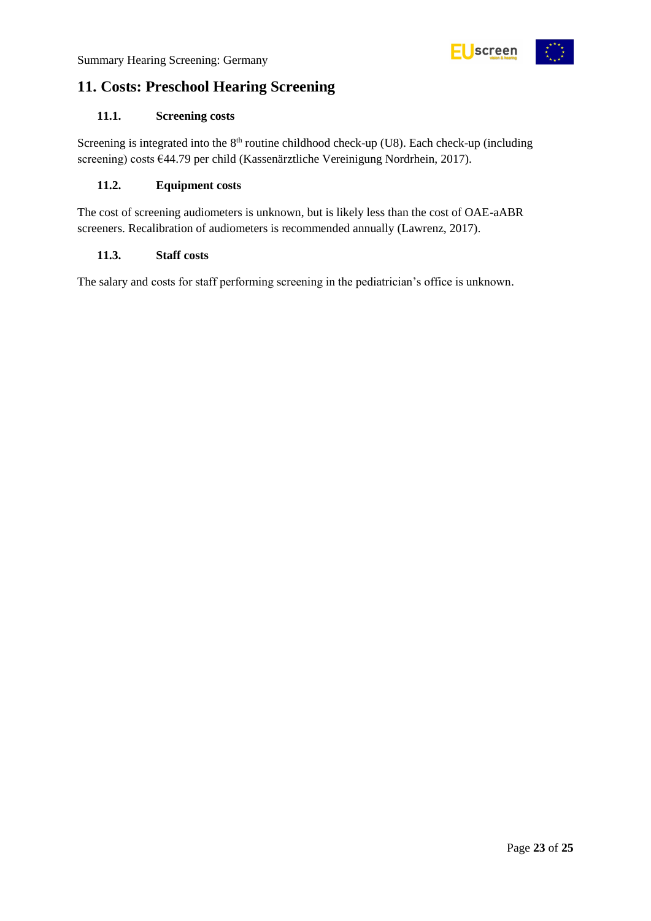## 11. Costs: Preschool Hearing Screening

### 11.1. Screening costs

Screening is integrated into the 8th routine childhood check-up (U8). Each check-up (including screening) costs €44.79 per child (Kassenärztliche Vereinigung Nordrhein, 2017).

### 11.2. Equipment costs

The cost of screening audiometers is unknown, but is likely less than the cost of OAE-aABR screeners. Recalibration of audiometers is recommended annually (Lawrenz, 2017).

### 11.3. Staff costs

The salary and costs for staff performing screening in the pediatrician's office is unknown.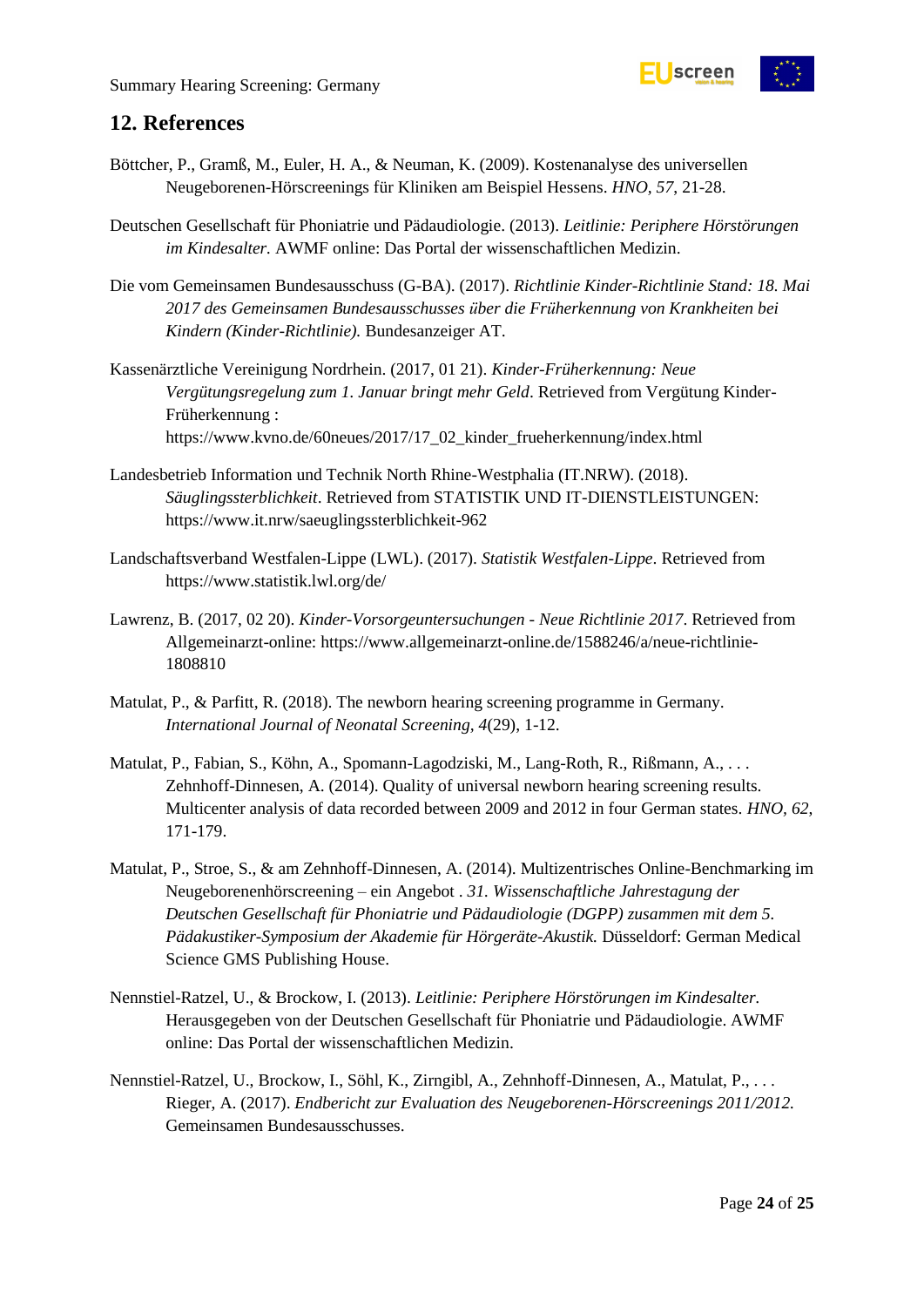## 12. References

Böttcher, P., Gramß, M., Euler, H. A., & Neuman, K. (2009). Kostenanalyse des universellen Neugeborenen-Hörscreenings für Kliniken am Beispiel Hessens. *HNO, 57*, 21-28.

Deutschen Gesellschaft für Phoniatrie und Pädaudiologie. (2013). *Leitlinie: Periphere Hörstörungen im Kindesalter.* AWMF online: Das Portal der wissenschaftlichen Medizin.

Die vom Gemeinsamen Bundesausschuss (G-BA). (2017). *Richtlinie Kinder-Richtlinie Stand: 18. Mai 2017 des Gemeinsamen Bundesausschusses über die Früherkennung von Krankheiten bei Kindern (Kinder-Richtlinie).* Bundesanzeiger AT.

Kassenärztliche Vereinigung Nordrhein. (2017, 01 21). *Kinder-Früherkennung: Neue Vergütungsregelung zum 1. Januar bringt mehr Geld*. Retrieved from Vergütung Kinder-Früherkennung : https://www.kvno.de/60neues/2017/17_02_kinder_frueherkennung/index.html

Landesbetrieb Information und Technik North Rhine-Westphalia (IT.NRW). (2018). *Säuglingssterblichkeit*. Retrieved from STATISTIK UND IT-DIENSTLEISTUNGEN: https://www.it.nrw/saeuglingssterblichkeit-962

Landschaftsverband Westfalen-Lippe (LWL). (2017). *Statistik Westfalen-Lippe*. Retrieved from https://www.statistik.lwl.org/de/

Lawrenz, B. (2017, 02 20). *Kinder-Vorsorgeuntersuchungen - Neue Richtlinie 2017*. Retrieved from Allgemeinarzt-online: https://www.allgemeinarzt-online.de/1588246/a/neue-richtlinie-1808810

Matulat, P., & Parfitt, R. (2018). The newborn hearing screening programme in Germany. *International Journal of Neonatal Screening, 4*(29), 1-12.

Matulat, P., Fabian, S., Köhn, A., Spomann-Lagodziski, M., Lang-Roth, R., Rißmann, A., . . . Zehnhoff-Dinnesen, A. (2014). Quality of universal newborn hearing screening results. Multicenter analysis of data recorded between 2009 and 2012 in four German states. *HNO, 62*, 171-179.

Matulat, P., Stroe, S., & am Zehnhoff-Dinnesen, A. (2014). Multizentrisches Online-Benchmarking im Neugeborenenhörscreening – ein Angebot . *31. Wissenschaftliche Jahrestagung der Deutschen Gesellschaft für Phoniatrie und Pädaudiologie (DGPP) zusammen mit dem 5. Pädakustiker-Symposium der Akademie für Hörgeräte-Akustik.* Düsseldorf: German Medical Science GMS Publishing House.

Nennstiel-Ratzel, U., & Brockow, I. (2013). *Leitlinie: Periphere Hörstörungen im Kindesalter.* Herausgegeben von der Deutschen Gesellschaft für Phoniatrie und Pädaudiologie. AWMF online: Das Portal der wissenschaftlichen Medizin.

Nennstiel-Ratzel, U., Brockow, I., Söhl, K., Zirngibl, A., Zehnhoff-Dinnesen, A., Matulat, P., . . . Rieger, A. (2017). *Endbericht zur Evaluation des Neugeborenen-Hörscreenings 2011/2012.* Gemeinsamen Bundesausschusses.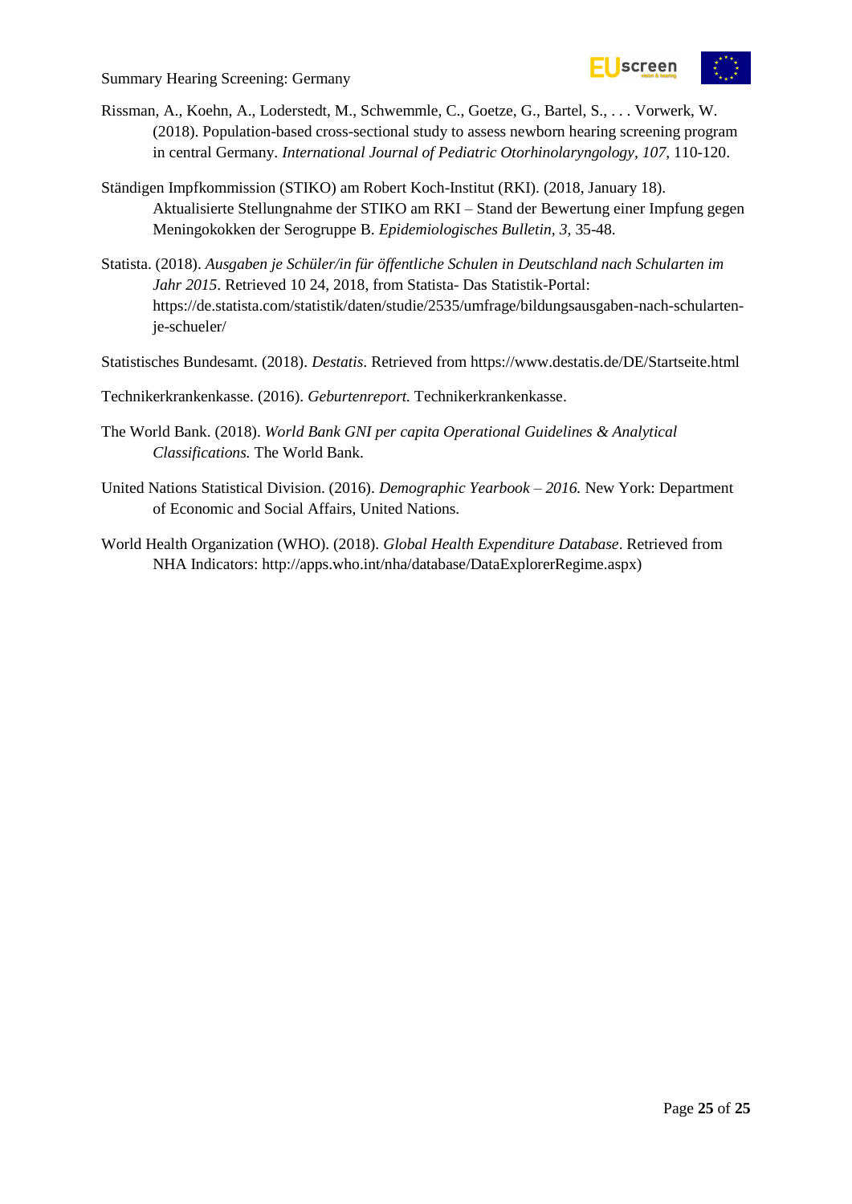Rissman, A., Koehn, A., Loderstedt, M., Schwemmle, C., Goetze, G., Bartel, S., . . . Vorwerk, W. (2018). Population-based cross-sectional study to assess newborn hearing screening program in central Germany. *International Journal of Pediatric Otorhinolaryngology, 107*, 110-120.

Ständigen Impfkommission (STIKO) am Robert Koch-Institut (RKI). (2018, January 18). Aktualisierte Stellungnahme der STIKO am RKI – Stand der Bewertung einer Impfung gegen Meningokokken der Serogruppe B. *Epidemiologisches Bulletin, 3*, 35-48.

Statista. (2018). *Ausgaben je Schüler/in für öffentliche Schulen in Deutschland nach Schularten im Jahr 2015*. Retrieved 10 24, 2018, from Statista- Das Statistik-Portal: https://de.statista.com/statistik/daten/studie/2535/umfrage/bildungsausgaben-nach-schularten-je-schueler/

Statistisches Bundesamt. (2018). *Destatis*. Retrieved from https://www.destatis.de/DE/Startseite.html

Technikerkrankenkasse. (2016). *Geburtenreport.* Technikerkrankenkasse.

The World Bank. (2018). *World Bank GNI per capita Operational Guidelines & Analytical Classifications.* The World Bank.

United Nations Statistical Division. (2016). *Demographic Yearbook – 2016.* New York: Department of Economic and Social Affairs, United Nations.

World Health Organization (WHO). (2018). *Global Health Expenditure Database*. Retrieved from NHA Indicators: http://apps.who.int/nha/database/DataExplorerRegime.aspx)